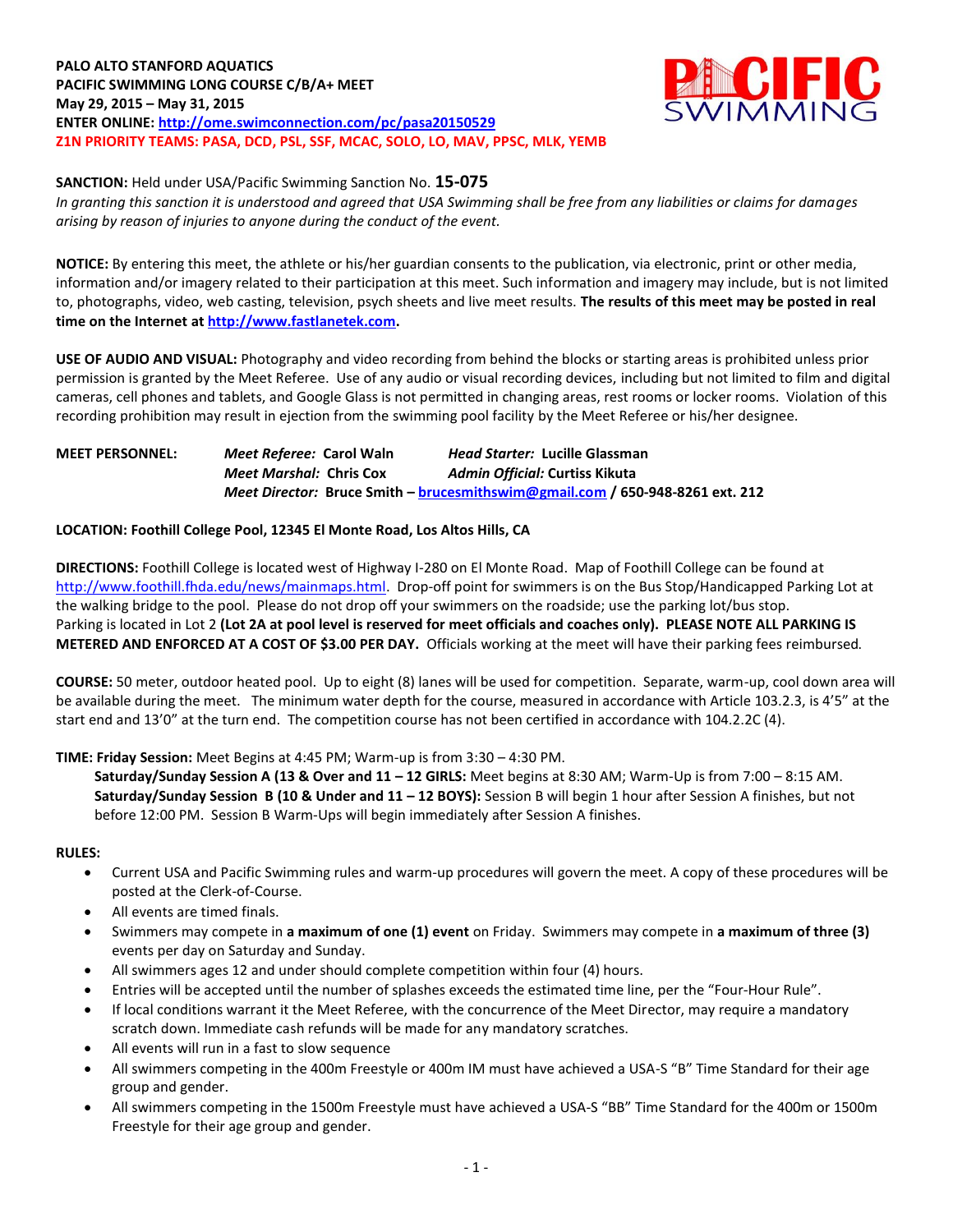**PALO ALTO STANFORD AQUATICS**
**PACIFIC SWIMMING LONG COURSE C/B/A+ MEET**
**May 29, 2015 – May 31, 2015**
**ENTER ONLINE: http://ome.swimconnection.com/pc/pasa20150529**
**Z1N PRIORITY TEAMS: PASA, DCD, PSL, SSF, MCAC, SOLO, LO, MAV, PPSC, MLK, YEMB**

**SANCTION:** Held under USA/Pacific Swimming Sanction No. **15-075**
*In granting this sanction it is understood and agreed that USA Swimming shall be free from any liabilities or claims for damages arising by reason of injuries to anyone during the conduct of the event.*

**NOTICE:** By entering this meet, the athlete or his/her guardian consents to the publication, via electronic, print or other media, information and/or imagery related to their participation at this meet. Such information and imagery may include, but is not limited to, photographs, video, web casting, television, psych sheets and live meet results. **The results of this meet may be posted in real time on the Internet at http://www.fastlanetek.com.**

**USE OF AUDIO AND VISUAL:** Photography and video recording from behind the blocks or starting areas is prohibited unless prior permission is granted by the Meet Referee. Use of any audio or visual recording devices, including but not limited to film and digital cameras, cell phones and tablets, and Google Glass is not permitted in changing areas, rest rooms or locker rooms. Violation of this recording prohibition may result in ejection from the swimming pool facility by the Meet Referee or his/her designee.

**MEET PERSONNEL:** *Meet Referee:* **Carol Waln** *Head Starter:* **Lucille Glassman**
*Meet Marshal:* **Chris Cox** *Admin Official:* **Curtiss Kikuta**
*Meet Director:* **Bruce Smith – brucesmithswim@gmail.com / 650-948-8261 ext. 212**

**LOCATION: Foothill College Pool, 12345 El Monte Road, Los Altos Hills, CA**

**DIRECTIONS:** Foothill College is located west of Highway I-280 on El Monte Road. Map of Foothill College can be found at http://www.foothill.fhda.edu/news/mainmaps.html. Drop-off point for swimmers is on the Bus Stop/Handicapped Parking Lot at the walking bridge to the pool. Please do not drop off your swimmers on the roadside; use the parking lot/bus stop. Parking is located in Lot 2 **(Lot 2A at pool level is reserved for meet officials and coaches only). PLEASE NOTE ALL PARKING IS METERED AND ENFORCED AT A COST OF $3.00 PER DAY.** Officials working at the meet will have their parking fees reimbursed.

**COURSE:** 50 meter, outdoor heated pool. Up to eight (8) lanes will be used for competition. Separate, warm-up, cool down area will be available during the meet. The minimum water depth for the course, measured in accordance with Article 103.2.3, is 4'5" at the start end and 13'0" at the turn end. The competition course has not been certified in accordance with 104.2.2C (4).

**TIME: Friday Session:** Meet Begins at 4:45 PM; Warm-up is from 3:30 – 4:30 PM.
**Saturday/Sunday Session A (13 & Over and 11 – 12 GIRLS:** Meet begins at 8:30 AM; Warm-Up is from 7:00 – 8:15 AM.
**Saturday/Sunday Session B (10 & Under and 11 – 12 BOYS):** Session B will begin 1 hour after Session A finishes, but not before 12:00 PM. Session B Warm-Ups will begin immediately after Session A finishes.

**RULES:**

- Current USA and Pacific Swimming rules and warm-up procedures will govern the meet. A copy of these procedures will be posted at the Clerk-of-Course.
- All events are timed finals.
- Swimmers may compete in **a maximum of one (1) event** on Friday. Swimmers may compete in **a maximum of three (3)** events per day on Saturday and Sunday.
- All swimmers ages 12 and under should complete competition within four (4) hours.
- Entries will be accepted until the number of splashes exceeds the estimated time line, per the "Four-Hour Rule".
- If local conditions warrant it the Meet Referee, with the concurrence of the Meet Director, may require a mandatory scratch down. Immediate cash refunds will be made for any mandatory scratches.
- All events will run in a fast to slow sequence
- All swimmers competing in the 400m Freestyle or 400m IM must have achieved a USA-S "B" Time Standard for their age group and gender.
- All swimmers competing in the 1500m Freestyle must have achieved a USA-S "BB" Time Standard for the 400m or 1500m Freestyle for their age group and gender.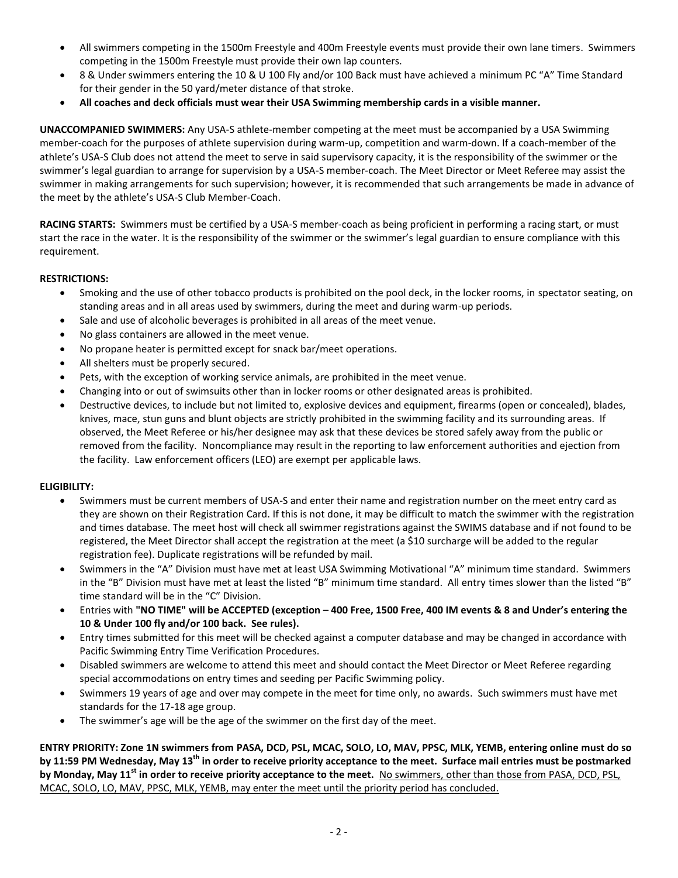- All swimmers competing in the 1500m Freestyle and 400m Freestyle events must provide their own lane timers. Swimmers competing in the 1500m Freestyle must provide their own lap counters.
- 8 & Under swimmers entering the 10 & U 100 Fly and/or 100 Back must have achieved a minimum PC "A" Time Standard for their gender in the 50 yard/meter distance of that stroke.
- **All coaches and deck officials must wear their USA Swimming membership cards in a visible manner.**

**UNACCOMPANIED SWIMMERS:** Any USA-S athlete-member competing at the meet must be accompanied by a USA Swimming member-coach for the purposes of athlete supervision during warm-up, competition and warm-down. If a coach-member of the athlete's USA-S Club does not attend the meet to serve in said supervisory capacity, it is the responsibility of the swimmer or the swimmer's legal guardian to arrange for supervision by a USA-S member-coach. The Meet Director or Meet Referee may assist the swimmer in making arrangements for such supervision; however, it is recommended that such arrangements be made in advance of the meet by the athlete's USA-S Club Member-Coach.

**RACING STARTS:** Swimmers must be certified by a USA-S member-coach as being proficient in performing a racing start, or must start the race in the water. It is the responsibility of the swimmer or the swimmer's legal guardian to ensure compliance with this requirement.

**RESTRICTIONS:**

- Smoking and the use of other tobacco products is prohibited on the pool deck, in the locker rooms, in spectator seating, on standing areas and in all areas used by swimmers, during the meet and during warm-up periods.
- Sale and use of alcoholic beverages is prohibited in all areas of the meet venue.
- No glass containers are allowed in the meet venue.
- No propane heater is permitted except for snack bar/meet operations.
- All shelters must be properly secured.
- Pets, with the exception of working service animals, are prohibited in the meet venue.
- Changing into or out of swimsuits other than in locker rooms or other designated areas is prohibited.
- Destructive devices, to include but not limited to, explosive devices and equipment, firearms (open or concealed), blades, knives, mace, stun guns and blunt objects are strictly prohibited in the swimming facility and its surrounding areas. If observed, the Meet Referee or his/her designee may ask that these devices be stored safely away from the public or removed from the facility. Noncompliance may result in the reporting to law enforcement authorities and ejection from the facility. Law enforcement officers (LEO) are exempt per applicable laws.

**ELIGIBILITY:**

- Swimmers must be current members of USA-S and enter their name and registration number on the meet entry card as they are shown on their Registration Card. If this is not done, it may be difficult to match the swimmer with the registration and times database. The meet host will check all swimmer registrations against the SWIMS database and if not found to be registered, the Meet Director shall accept the registration at the meet (a $10 surcharge will be added to the regular registration fee). Duplicate registrations will be refunded by mail.
- Swimmers in the "A" Division must have met at least USA Swimming Motivational "A" minimum time standard. Swimmers in the "B" Division must have met at least the listed "B" minimum time standard. All entry times slower than the listed "B" time standard will be in the "C" Division.
- Entries with **"NO TIME" will be ACCEPTED (exception – 400 Free, 1500 Free, 400 IM events & 8 and Under's entering the 10 & Under 100 fly and/or 100 back. See rules).**
- Entry times submitted for this meet will be checked against a computer database and may be changed in accordance with Pacific Swimming Entry Time Verification Procedures.
- Disabled swimmers are welcome to attend this meet and should contact the Meet Director or Meet Referee regarding special accommodations on entry times and seeding per Pacific Swimming policy.
- Swimmers 19 years of age and over may compete in the meet for time only, no awards. Such swimmers must have met standards for the 17-18 age group.
- The swimmer's age will be the age of the swimmer on the first day of the meet.

**ENTRY PRIORITY: Zone 1N swimmers from PASA, DCD, PSL, MCAC, SOLO, LO, MAV, PPSC, MLK, YEMB, entering online must do so by 11:59 PM Wednesday, May 13th in order to receive priority acceptance to the meet. Surface mail entries must be postmarked by Monday, May 11st in order to receive priority acceptance to the meet.** <u>No swimmers, other than those from PASA, DCD, PSL, MCAC, SOLO, LO, MAV, PPSC, MLK, YEMB, may enter the meet until the priority period has concluded.</u>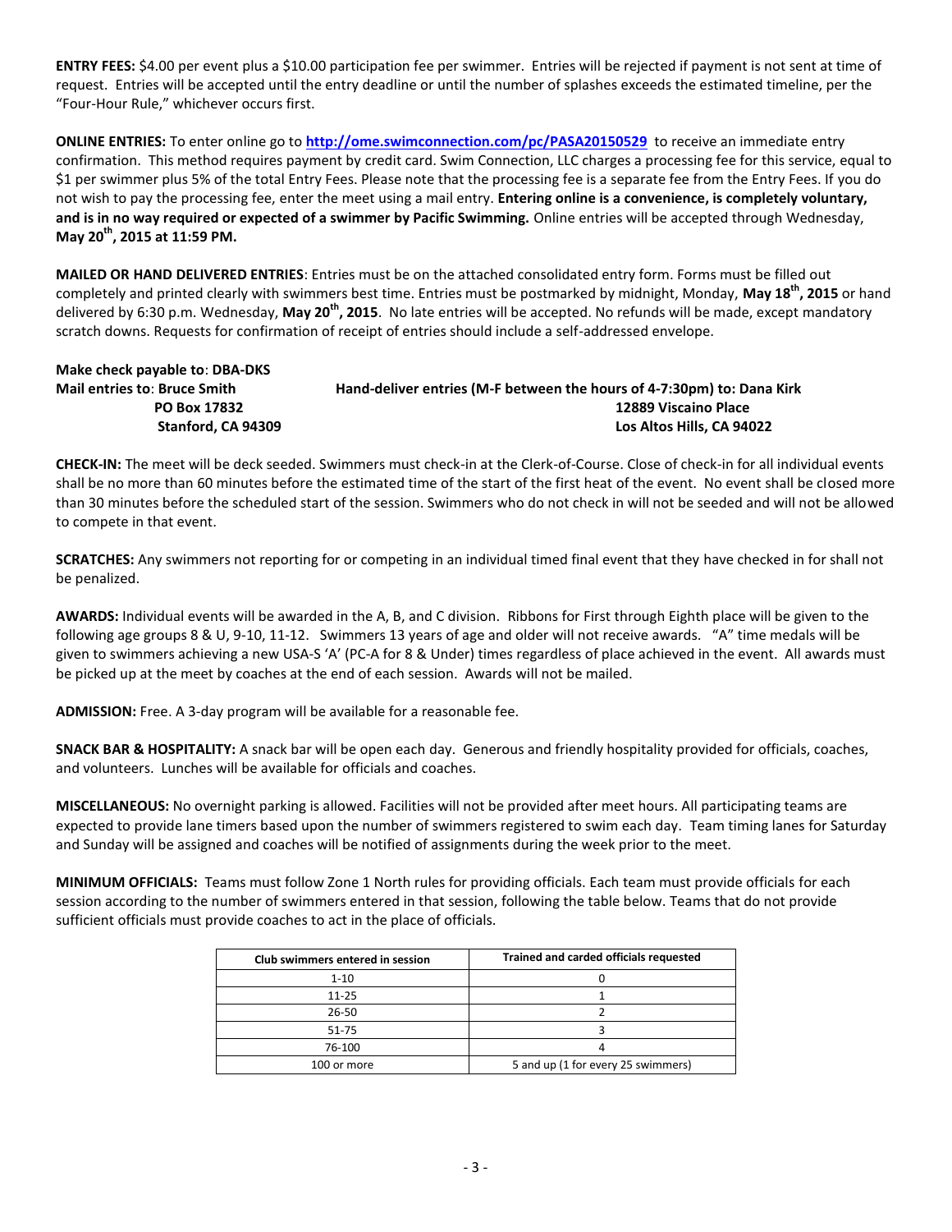**ENTRY FEES:** $4.00 per event plus a $10.00 participation fee per swimmer. Entries will be rejected if payment is not sent at time of request. Entries will be accepted until the entry deadline or until the number of splashes exceeds the estimated timeline, per the "Four-Hour Rule," whichever occurs first.

**ONLINE ENTRIES:** To enter online go to **http://ome.swimconnection.com/pc/PASA20150529** to receive an immediate entry confirmation. This method requires payment by credit card. Swim Connection, LLC charges a processing fee for this service, equal to $1 per swimmer plus 5% of the total Entry Fees. Please note that the processing fee is a separate fee from the Entry Fees. If you do not wish to pay the processing fee, enter the meet using a mail entry. **Entering online is a convenience, is completely voluntary, and is in no way required or expected of a swimmer by Pacific Swimming.** Online entries will be accepted through Wednesday, **May 20th, 2015 at 11:59 PM.**

**MAILED OR HAND DELIVERED ENTRIES**: Entries must be on the attached consolidated entry form. Forms must be filled out completely and printed clearly with swimmers best time. Entries must be postmarked by midnight, Monday, **May 18th, 2015** or hand delivered by 6:30 p.m. Wednesday, **May 20th, 2015**. No late entries will be accepted. No refunds will be made, except mandatory scratch downs. Requests for confirmation of receipt of entries should include a self-addressed envelope.

**Make check payable to**: **DBA-DKS**

**Mail entries to**: **Bruce Smith**
**PO Box 17832**
**Stanford, CA 94309**

**Hand-deliver entries (M-F between the hours of 4-7:30pm) to: Dana Kirk**
**12889 Viscaino Place**
**Los Altos Hills, CA 94022**

**CHECK-IN:** The meet will be deck seeded. Swimmers must check-in at the Clerk-of-Course. Close of check-in for all individual events shall be no more than 60 minutes before the estimated time of the start of the first heat of the event. No event shall be closed more than 30 minutes before the scheduled start of the session. Swimmers who do not check in will not be seeded and will not be allowed to compete in that event.

**SCRATCHES:** Any swimmers not reporting for or competing in an individual timed final event that they have checked in for shall not be penalized.

**AWARDS:** Individual events will be awarded in the A, B, and C division. Ribbons for First through Eighth place will be given to the following age groups 8 & U, 9-10, 11-12. Swimmers 13 years of age and older will not receive awards. "A" time medals will be given to swimmers achieving a new USA-S 'A' (PC-A for 8 & Under) times regardless of place achieved in the event. All awards must be picked up at the meet by coaches at the end of each session. Awards will not be mailed.

**ADMISSION:** Free. A 3-day program will be available for a reasonable fee.

**SNACK BAR & HOSPITALITY:** A snack bar will be open each day. Generous and friendly hospitality provided for officials, coaches, and volunteers. Lunches will be available for officials and coaches.

**MISCELLANEOUS:** No overnight parking is allowed. Facilities will not be provided after meet hours. All participating teams are expected to provide lane timers based upon the number of swimmers registered to swim each day. Team timing lanes for Saturday and Sunday will be assigned and coaches will be notified of assignments during the week prior to the meet.

**MINIMUM OFFICIALS:** Teams must follow Zone 1 North rules for providing officials. Each team must provide officials for each session according to the number of swimmers entered in that session, following the table below. Teams that do not provide sufficient officials must provide coaches to act in the place of officials.

| Club swimmers entered in session | Trained and carded officials requested |
|---|---|
| 1-10 | 0 |
| 11-25 | 1 |
| 26-50 | 2 |
| 51-75 | 3 |
| 76-100 | 4 |
| 100 or more | 5 and up (1 for every 25 swimmers) |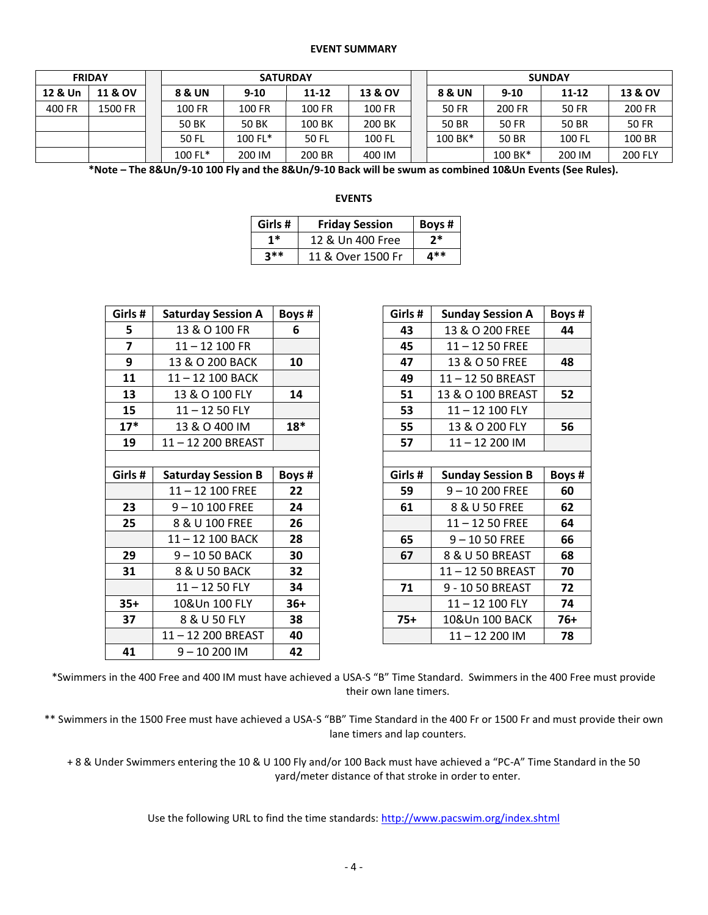**EVENT SUMMARY**

| FRIDAY | | | SATURDAY | | | | | SUNDAY | | | |
|---|---|---|---|---|---|---|---|---|---|---|---|
| 12 & Un | 11 & OV | | 8 & UN | 9-10 | 11-12 | 13 & OV | | 8 & UN | 9-10 | 11-12 | 13 & OV |
| 400 FR | 1500 FR | | 100 FR | 100 FR | 100 FR | 100 FR | | 50 FR | 200 FR | 50 FR | 200 FR |
| | | | 50 BK | 50 BK | 100 BK | 200 BK | | 50 BR | 50 FR | 50 BR | 50 FR |
| | | | 50 FL | 100 FL* | 50 FL | 100 FL | | 100 BK* | 50 BR | 100 FL | 100 BR |
| | | | 100 FL* | 200 IM | 200 BR | 400 IM | | | 100 BK* | 200 IM | 200 FLY |

**\*Note – The 8&Un/9-10 100 Fly and the 8&Un/9-10 Back will be swum as combined 10&Un Events (See Rules).**

**EVENTS**

| Girls # | Friday Session | Boys # |
|---|---|---|
| 1* | 12 & Un 400 Free | 2* |
| 3** | 11 & Over 1500 Fr | 4** |

| Girls # | Saturday Session A | Boys # |
|---|---|---|
| 5 | 13 & O 100 FR | 6 |
| 7 | 11 – 12 100 FR | |
| 9 | 13 & O 200 BACK | 10 |
| 11 | 11 – 12 100 BACK | |
| 13 | 13 & O 100 FLY | 14 |
| 15 | 11 – 12 50 FLY | |
| 17* | 13 & O 400 IM | 18* |
| 19 | 11 – 12 200 BREAST | |
| | | |
| **Girls #** | **Saturday Session B** | **Boys #** |
| | 11 – 12 100 FREE | 22 |
| 23 | 9 – 10 100 FREE | 24 |
| 25 | 8 & U 100 FREE | 26 |
| | 11 – 12 100 BACK | 28 |
| 29 | 9 – 10 50 BACK | 30 |
| 31 | 8 & U 50 BACK | 32 |
| | 11 – 12 50 FLY | 34 |
| 35+ | 10&Un 100 FLY | 36+ |
| 37 | 8 & U 50 FLY | 38 |
| | 11 – 12 200 BREAST | 40 |
| 41 | 9 – 10 200 IM | 42 |

| Girls # | Sunday Session A | Boys # |
|---|---|---|
| 43 | 13 & O 200 FREE | 44 |
| 45 | 11 – 12 50 FREE | |
| 47 | 13 & O 50 FREE | 48 |
| 49 | 11 – 12 50 BREAST | |
| 51 | 13 & O 100 BREAST | 52 |
| 53 | 11 – 12 100 FLY | |
| 55 | 13 & O 200 FLY | 56 |
| 57 | 11 – 12 200 IM | |
| | | |
| **Girls #** | **Sunday Session B** | **Boys #** |
| 59 | 9 – 10 200 FREE | 60 |
| 61 | 8 & U 50 FREE | 62 |
| | 11 – 12 50 FREE | 64 |
| 65 | 9 – 10 50 FREE | 66 |
| 67 | 8 & U 50 BREAST | 68 |
| | 11 – 12 50 BREAST | 70 |
| 71 | 9 - 10 50 BREAST | 72 |
| | 11 – 12 100 FLY | 74 |
| 75+ | 10&Un 100 BACK | 76+ |
| | 11 – 12 200 IM | 78 |

*Swimmers in the 400 Free and 400 IM must have achieved a USA-S "B" Time Standard. Swimmers in the 400 Free must provide their own lane timers.

** Swimmers in the 1500 Free must have achieved a USA-S "BB" Time Standard in the 400 Fr or 1500 Fr and must provide their own lane timers and lap counters.

+ 8 & Under Swimmers entering the 10 & U 100 Fly and/or 100 Back must have achieved a "PC-A" Time Standard in the 50 yard/meter distance of that stroke in order to enter.

Use the following URL to find the time standards: http://www.pacswim.org/index.shtml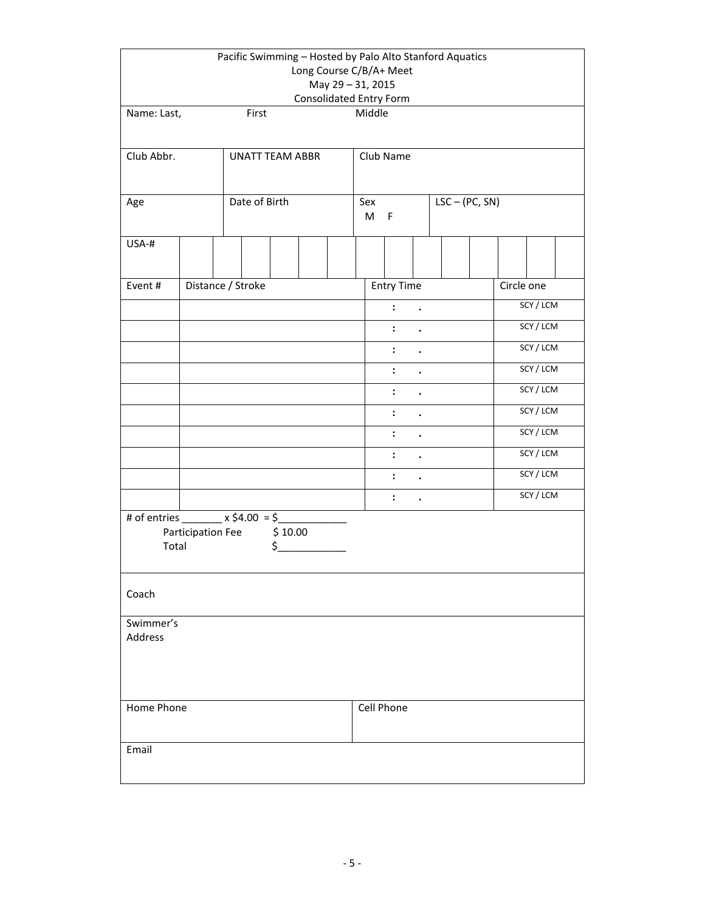Pacific Swimming – Hosted by Palo Alto Stanford Aquatics
Long Course C/B/A+ Meet
May 29 – 31, 2015
Consolidated Entry Form

| | | | |
|---|---|---|---|
| Name: Last, | First | Middle | |
| Club Abbr. | UNATT TEAM ABBR | Club Name | |
| Age | Date of Birth | Sex M F | LSC – (PC, SN) |

| USA-# | | | | | | | | | | | | | | |
|---|---|---|---|---|---|---|---|---|---|---|---|---|---|---|
| | | | | | | | | | | | | | | |

| Event # | Distance / Stroke | Entry Time | Circle one |
|---|---|---|---|
| | | : . | SCY / LCM |
| | | : . | SCY / LCM |
| | | : . | SCY / LCM |
| | | : . | SCY / LCM |
| | | : . | SCY / LCM |
| | | : . | SCY / LCM |
| | | : . | SCY / LCM |
| | | : . | SCY / LCM |
| | | : . | SCY / LCM |
| | | : . | SCY / LCM |

# of entries _______ x $4.00 = $____________

Participation Fee $ 10.00

Total $____________

Coach

Swimmer's Address

| | |
|---|---|
| Home Phone | Cell Phone |

Email